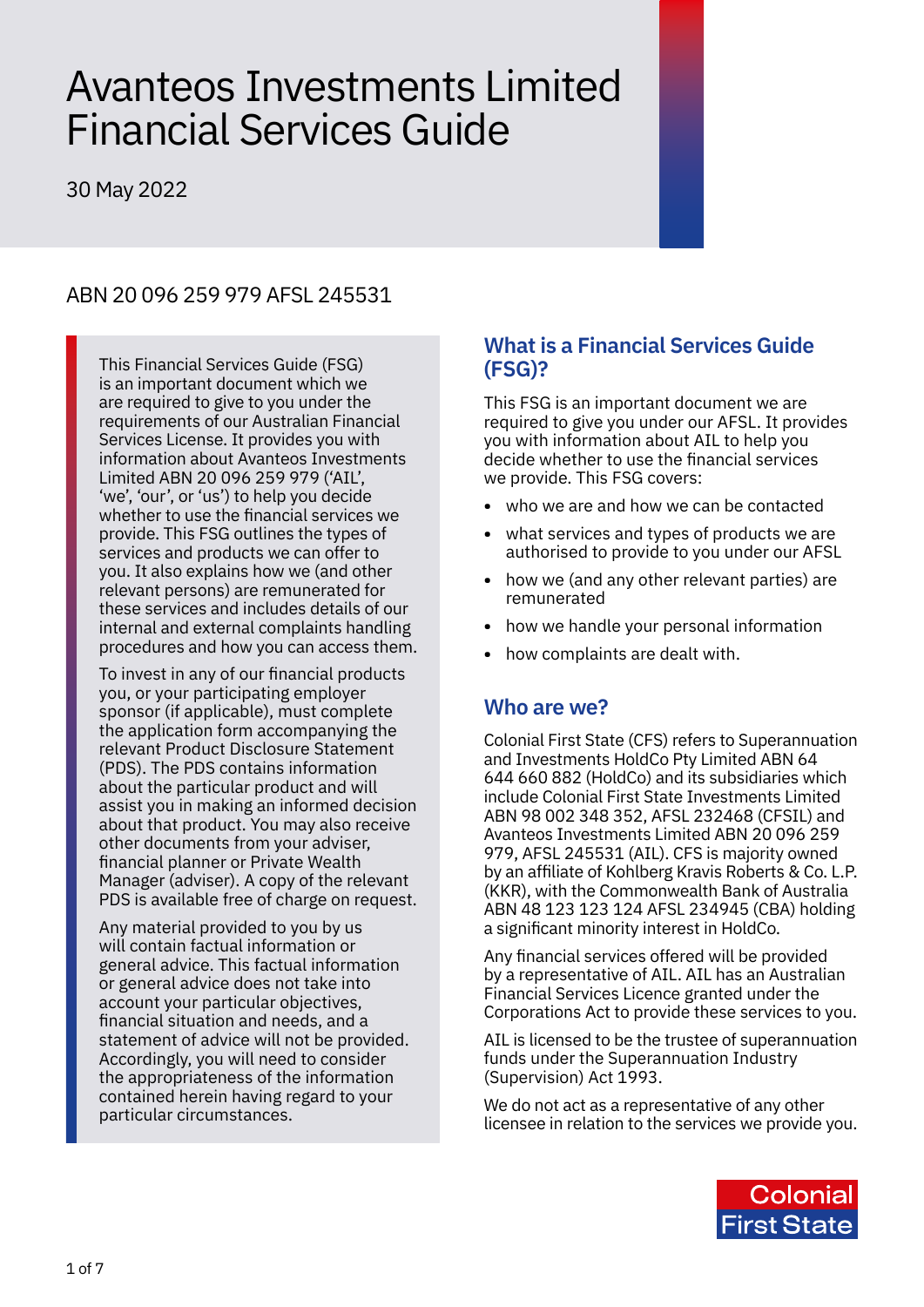# Avanteos Investments Limited Financial Services Guide

30 May 2022

ABN 20 096 259 979 AFSL 245531

This Financial Services Guide (FSG) is an important document which we are required to give to you under the requirements of our Australian Financial Services License. It provides you with information about Avanteos Investments Limited ABN 20 096 259 979 ('AIL', 'we', 'our', or 'us') to help you decide whether to use the financial services we provide. This FSG outlines the types of services and products we can offer to you. It also explains how we (and other relevant persons) are remunerated for these services and includes details of our internal and external complaints handling procedures and how you can access them.

To invest in any of our financial products you, or your participating employer sponsor (if applicable), must complete the application form accompanying the relevant Product Disclosure Statement (PDS). The PDS contains information about the particular product and will assist you in making an informed decision about that product. You may also receive other documents from your adviser, financial planner or Private Wealth Manager (adviser). A copy of the relevant PDS is available free of charge on request.

Any material provided to you by us will contain factual information or general advice. This factual information or general advice does not take into account your particular objectives, financial situation and needs, and a statement of advice will not be provided. Accordingly, you will need to consider the appropriateness of the information contained herein having regard to your particular circumstances.

## What is a Financial Services Guide (FSG)?

This FSG is an important document we are required to give you under our AFSL. It provides you with information about AIL to help you decide whether to use the financial services we provide. This FSG covers:

- who we are and how we can be contacted
- what services and types of products we are authorised to provide to you under our AFSL
- how we (and any other relevant parties) are remunerated
- how we handle your personal information
- how complaints are dealt with.

## Who are we?

Colonial First State (CFS) refers to Superannuation and Investments HoldCo Pty Limited ABN 64 644 660 882 (HoldCo) and its subsidiaries which include Colonial First State Investments Limited ABN 98 002 348 352, AFSL 232468 (CFSIL) and Avanteos Investments Limited ABN 20 096 259 979, AFSL 245531 (AIL). CFS is majority owned by an affiliate of Kohlberg Kravis Roberts & Co. L.P. (KKR), with the Commonwealth Bank of Australia ABN 48 123 123 124 AFSL 234945 (CBA) holding a significant minority interest in HoldCo.

Any financial services offered will be provided by a representative of AIL. AIL has an Australian Financial Services Licence granted under the Corporations Act to provide these services to you.

AIL is licensed to be the trustee of superannuation funds under the Superannuation Industry (Supervision) Act 1993.

We do not act as a representative of any other licensee in relation to the services we provide you.

Colonial First State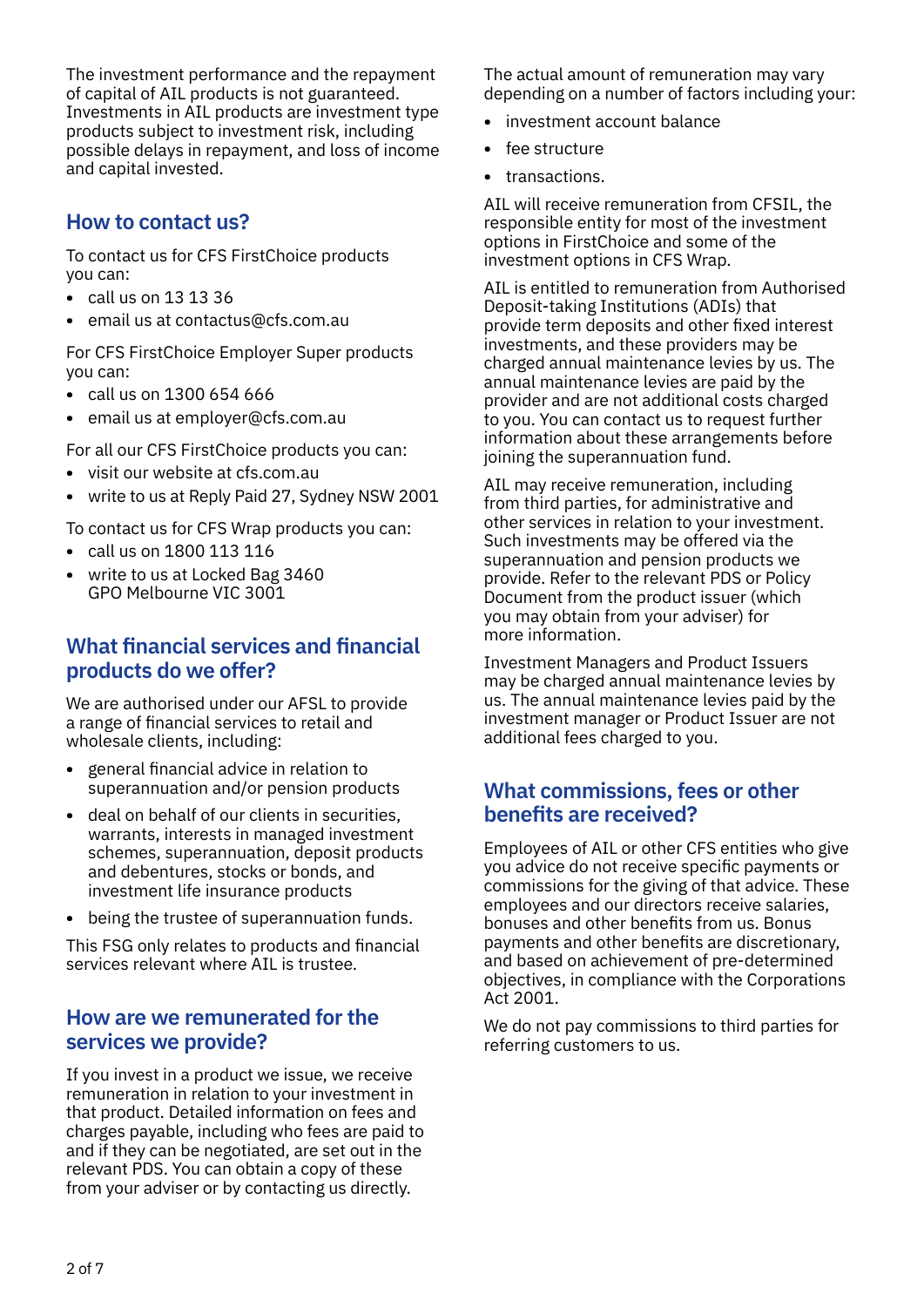The investment performance and the repayment of capital of AIL products is not guaranteed. Investments in AIL products are investment type products subject to investment risk, including possible delays in repayment, and loss of income and capital invested.

## How to contact us?

To contact us for CFS FirstChoice products you can:

- call us on 13 13 36
- email us at contactus@cfs.com.au

For CFS FirstChoice Employer Super products you can:

- call us on 1300 654 666
- email us at employer@cfs.com.au

For all our CFS FirstChoice products you can:

- visit our website at cfs.com.au
- write to us at Reply Paid 27, Sydney NSW 2001

To contact us for CFS Wrap products you can:

- call us on 1800 113 116
- write to us at Locked Bag 3460 GPO Melbourne VIC 3001

## What financial services and financial products do we offer?

We are authorised under our AFSL to provide a range of financial services to retail and wholesale clients, including:

- general financial advice in relation to superannuation and/or pension products
- deal on behalf of our clients in securities, warrants, interests in managed investment schemes, superannuation, deposit products and debentures, stocks or bonds, and investment life insurance products
- being the trustee of superannuation funds.

This FSG only relates to products and financial services relevant where AIL is trustee.

## How are we remunerated for the services we provide?

If you invest in a product we issue, we receive remuneration in relation to your investment in that product. Detailed information on fees and charges payable, including who fees are paid to and if they can be negotiated, are set out in the relevant PDS. You can obtain a copy of these from your adviser or by contacting us directly.

The actual amount of remuneration may vary depending on a number of factors including your:

- investment account balance
- fee structure
- transactions.

AIL will receive remuneration from CFSIL, the responsible entity for most of the investment options in FirstChoice and some of the investment options in CFS Wrap.

AIL is entitled to remuneration from Authorised Deposit-taking Institutions (ADIs) that provide term deposits and other fixed interest investments, and these providers may be charged annual maintenance levies by us. The annual maintenance levies are paid by the provider and are not additional costs charged to you. You can contact us to request further information about these arrangements before joining the superannuation fund.

AIL may receive remuneration, including from third parties, for administrative and other services in relation to your investment. Such investments may be offered via the superannuation and pension products we provide. Refer to the relevant PDS or Policy Document from the product issuer (which you may obtain from your adviser) for more information.

Investment Managers and Product Issuers may be charged annual maintenance levies by us. The annual maintenance levies paid by the investment manager or Product Issuer are not additional fees charged to you.

## What commissions, fees or other benefits are received?

Employees of AIL or other CFS entities who give you advice do not receive specific payments or commissions for the giving of that advice. These employees and our directors receive salaries, bonuses and other benefits from us. Bonus payments and other benefits are discretionary, and based on achievement of pre-determined objectives, in compliance with the Corporations Act 2001.

We do not pay commissions to third parties for referring customers to us.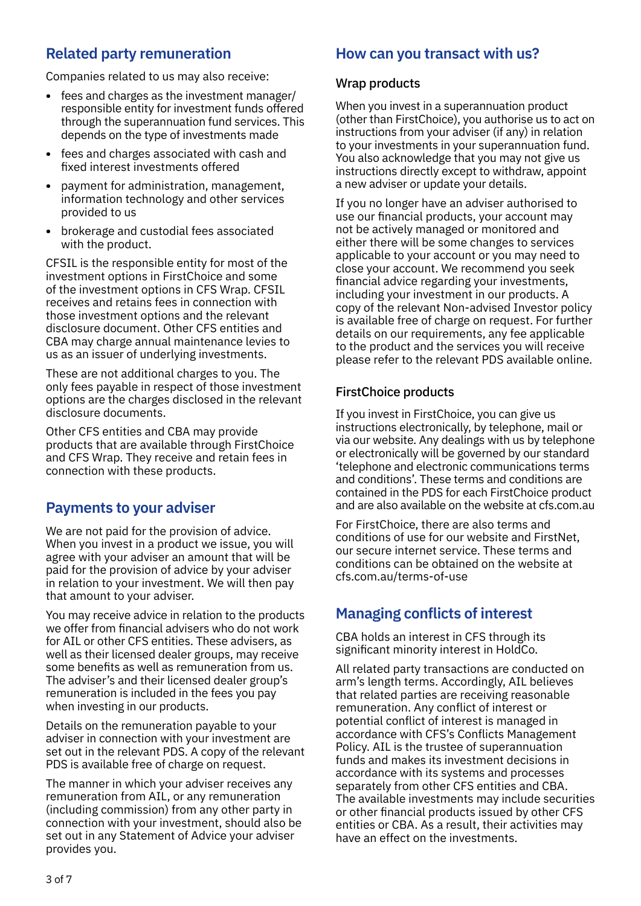## Related party remuneration

Companies related to us may also receive:

- fees and charges as the investment manager/ responsible entity for investment funds offered through the superannuation fund services. This depends on the type of investments made
- fees and charges associated with cash and fixed interest investments offered
- payment for administration, management, information technology and other services provided to us
- brokerage and custodial fees associated with the product.

CFSIL is the responsible entity for most of the investment options in FirstChoice and some of the investment options in CFS Wrap. CFSIL receives and retains fees in connection with those investment options and the relevant disclosure document. Other CFS entities and CBA may charge annual maintenance levies to us as an issuer of underlying investments.

These are not additional charges to you. The only fees payable in respect of those investment options are the charges disclosed in the relevant disclosure documents.

Other CFS entities and CBA may provide products that are available through FirstChoice and CFS Wrap. They receive and retain fees in connection with these products.

## Payments to your adviser

We are not paid for the provision of advice. When you invest in a product we issue, you will agree with your adviser an amount that will be paid for the provision of advice by your adviser in relation to your investment. We will then pay that amount to your adviser.

You may receive advice in relation to the products we offer from financial advisers who do not work for AIL or other CFS entities. These advisers, as well as their licensed dealer groups, may receive some benefits as well as remuneration from us. The adviser's and their licensed dealer group's remuneration is included in the fees you pay when investing in our products.

Details on the remuneration payable to your adviser in connection with your investment are set out in the relevant PDS. A copy of the relevant PDS is available free of charge on request.

The manner in which your adviser receives any remuneration from AIL, or any remuneration (including commission) from any other party in connection with your investment, should also be set out in any Statement of Advice your adviser provides you.

## How can you transact with us?

### Wrap products

When you invest in a superannuation product (other than FirstChoice), you authorise us to act on instructions from your adviser (if any) in relation to your investments in your superannuation fund. You also acknowledge that you may not give us instructions directly except to withdraw, appoint a new adviser or update your details.

If you no longer have an adviser authorised to use our financial products, your account may not be actively managed or monitored and either there will be some changes to services applicable to your account or you may need to close your account. We recommend you seek financial advice regarding your investments, including your investment in our products. A copy of the relevant Non-advised Investor policy is available free of charge on request. For further details on our requirements, any fee applicable to the product and the services you will receive please refer to the relevant PDS available online.

### FirstChoice products

If you invest in FirstChoice, you can give us instructions electronically, by telephone, mail or via our website. Any dealings with us by telephone or electronically will be governed by our standard 'telephone and electronic communications terms and conditions'. These terms and conditions are contained in the PDS for each FirstChoice product and are also available on the website at cfs.com.au

For FirstChoice, there are also terms and conditions of use for our website and FirstNet, our secure internet service. These terms and conditions can be obtained on the website at cfs.com.au/terms-of-use

## Managing conflicts of interest

CBA holds an interest in CFS through its significant minority interest in HoldCo.

All related party transactions are conducted on arm's length terms. Accordingly, AIL believes that related parties are receiving reasonable remuneration. Any conflict of interest or potential conflict of interest is managed in accordance with CFS's Conflicts Management Policy. AIL is the trustee of superannuation funds and makes its investment decisions in accordance with its systems and processes separately from other CFS entities and CBA. The available investments may include securities or other financial products issued by other CFS entities or CBA. As a result, their activities may have an effect on the investments.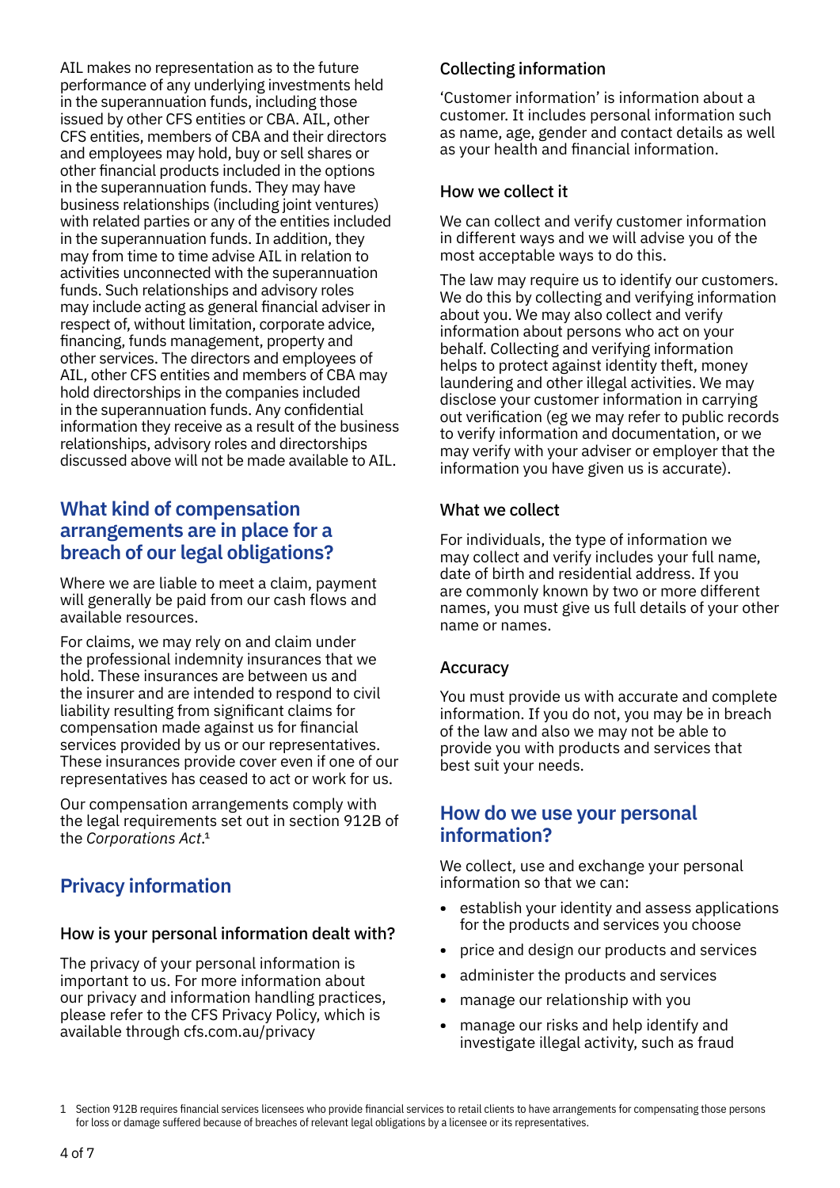AIL makes no representation as to the future performance of any underlying investments held in the superannuation funds, including those issued by other CFS entities or CBA. AIL, other CFS entities, members of CBA and their directors and employees may hold, buy or sell shares or other financial products included in the options in the superannuation funds. They may have business relationships (including joint ventures) with related parties or any of the entities included in the superannuation funds. In addition, they may from time to time advise AIL in relation to activities unconnected with the superannuation funds. Such relationships and advisory roles may include acting as general financial adviser in respect of, without limitation, corporate advice, financing, funds management, property and other services. The directors and employees of AIL, other CFS entities and members of CBA may hold directorships in the companies included in the superannuation funds. Any confidential information they receive as a result of the business relationships, advisory roles and directorships discussed above will not be made available to AIL.

## What kind of compensation arrangements are in place for a breach of our legal obligations?

Where we are liable to meet a claim, payment will generally be paid from our cash flows and available resources.

For claims, we may rely on and claim under the professional indemnity insurances that we hold. These insurances are between us and the insurer and are intended to respond to civil liability resulting from significant claims for compensation made against us for financial services provided by us or our representatives. These insurances provide cover even if one of our representatives has ceased to act or work for us.

Our compensation arrangements comply with the legal requirements set out in section 912B of the *Corporations Act*.[1]

## Privacy information

### How is your personal information dealt with?

The privacy of your personal information is important to us. For more information about our privacy and information handling practices, please refer to the CFS Privacy Policy, which is available through cfs.com.au/privacy

### Collecting information

'Customer information' is information about a customer. It includes personal information such as name, age, gender and contact details as well as your health and financial information.

### How we collect it

We can collect and verify customer information in different ways and we will advise you of the most acceptable ways to do this.

The law may require us to identify our customers. We do this by collecting and verifying information about you. We may also collect and verify information about persons who act on your behalf. Collecting and verifying information helps to protect against identity theft, money laundering and other illegal activities. We may disclose your customer information in carrying out verification (eg we may refer to public records to verify information and documentation, or we may verify with your adviser or employer that the information you have given us is accurate).

### What we collect

For individuals, the type of information we may collect and verify includes your full name, date of birth and residential address. If you are commonly known by two or more different names, you must give us full details of your other name or names.

### Accuracy

You must provide us with accurate and complete information. If you do not, you may be in breach of the law and also we may not be able to provide you with products and services that best suit your needs.

## How do we use your personal information?

We collect, use and exchange your personal information so that we can:

- establish your identity and assess applications for the products and services you choose
- price and design our products and services
- administer the products and services
- manage our relationship with you
- manage our risks and help identify and investigate illegal activity, such as fraud

1 Section 912B requires financial services licensees who provide financial services to retail clients to have arrangements for compensating those persons for loss or damage suffered because of breaches of relevant legal obligations by a licensee or its representatives.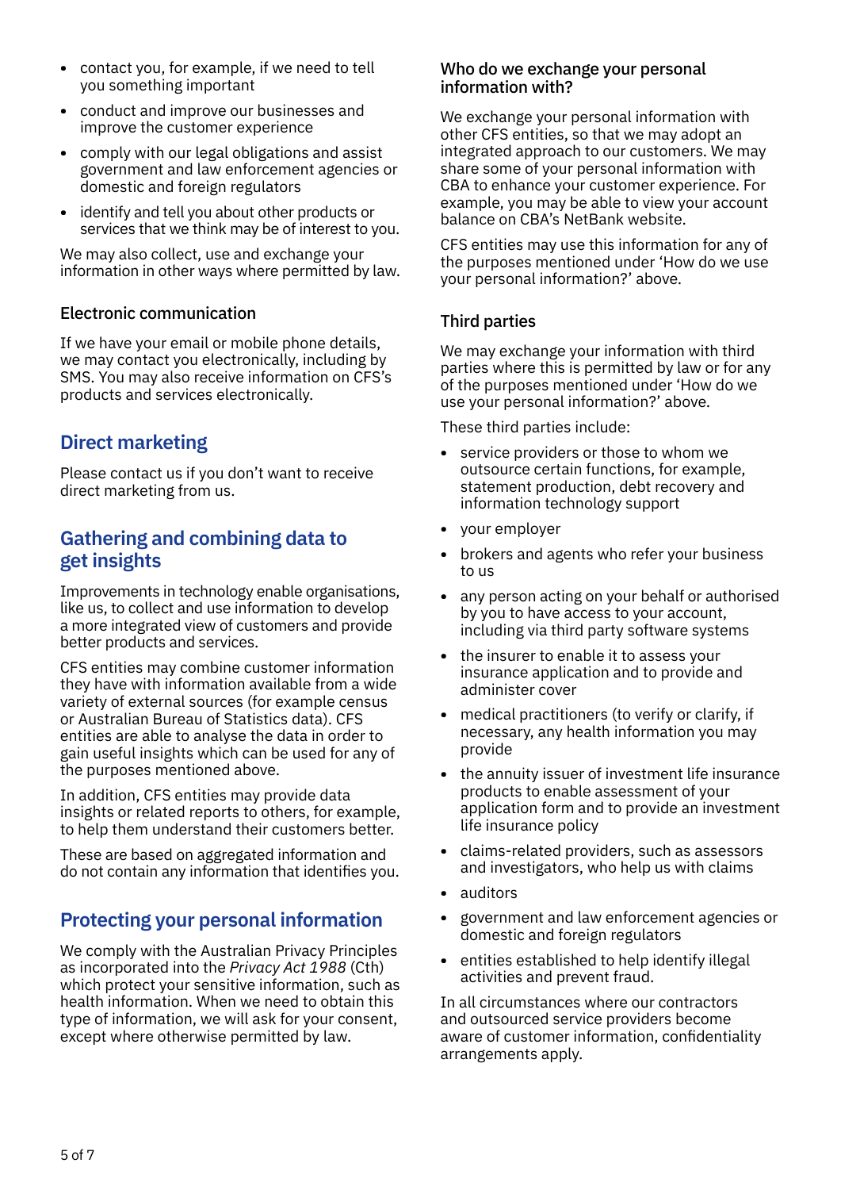- contact you, for example, if we need to tell you something important
- conduct and improve our businesses and improve the customer experience
- comply with our legal obligations and assist government and law enforcement agencies or domestic and foreign regulators
- identify and tell you about other products or services that we think may be of interest to you.

We may also collect, use and exchange your information in other ways where permitted by law.

### Electronic communication

If we have your email or mobile phone details, we may contact you electronically, including by SMS. You may also receive information on CFS's products and services electronically.

## Direct marketing

Please contact us if you don't want to receive direct marketing from us.

## Gathering and combining data to get insights

Improvements in technology enable organisations, like us, to collect and use information to develop a more integrated view of customers and provide better products and services.

CFS entities may combine customer information they have with information available from a wide variety of external sources (for example census or Australian Bureau of Statistics data). CFS entities are able to analyse the data in order to gain useful insights which can be used for any of the purposes mentioned above.

In addition, CFS entities may provide data insights or related reports to others, for example, to help them understand their customers better.

These are based on aggregated information and do not contain any information that identifies you.

## Protecting your personal information

We comply with the Australian Privacy Principles as incorporated into the *Privacy Act 1988* (Cth) which protect your sensitive information, such as health information. When we need to obtain this type of information, we will ask for your consent, except where otherwise permitted by law.

### Who do we exchange your personal information with?

We exchange your personal information with other CFS entities, so that we may adopt an integrated approach to our customers. We may share some of your personal information with CBA to enhance your customer experience. For example, you may be able to view your account balance on CBA's NetBank website.

CFS entities may use this information for any of the purposes mentioned under 'How do we use your personal information?' above.

### Third parties

We may exchange your information with third parties where this is permitted by law or for any of the purposes mentioned under 'How do we use your personal information?' above.

These third parties include:

- service providers or those to whom we outsource certain functions, for example, statement production, debt recovery and information technology support
- your employer
- brokers and agents who refer your business to us
- any person acting on your behalf or authorised by you to have access to your account, including via third party software systems
- the insurer to enable it to assess your insurance application and to provide and administer cover
- medical practitioners (to verify or clarify, if necessary, any health information you may provide
- the annuity issuer of investment life insurance products to enable assessment of your application form and to provide an investment life insurance policy
- claims-related providers, such as assessors and investigators, who help us with claims
- auditors
- government and law enforcement agencies or domestic and foreign regulators
- entities established to help identify illegal activities and prevent fraud.

In all circumstances where our contractors and outsourced service providers become aware of customer information, confidentiality arrangements apply.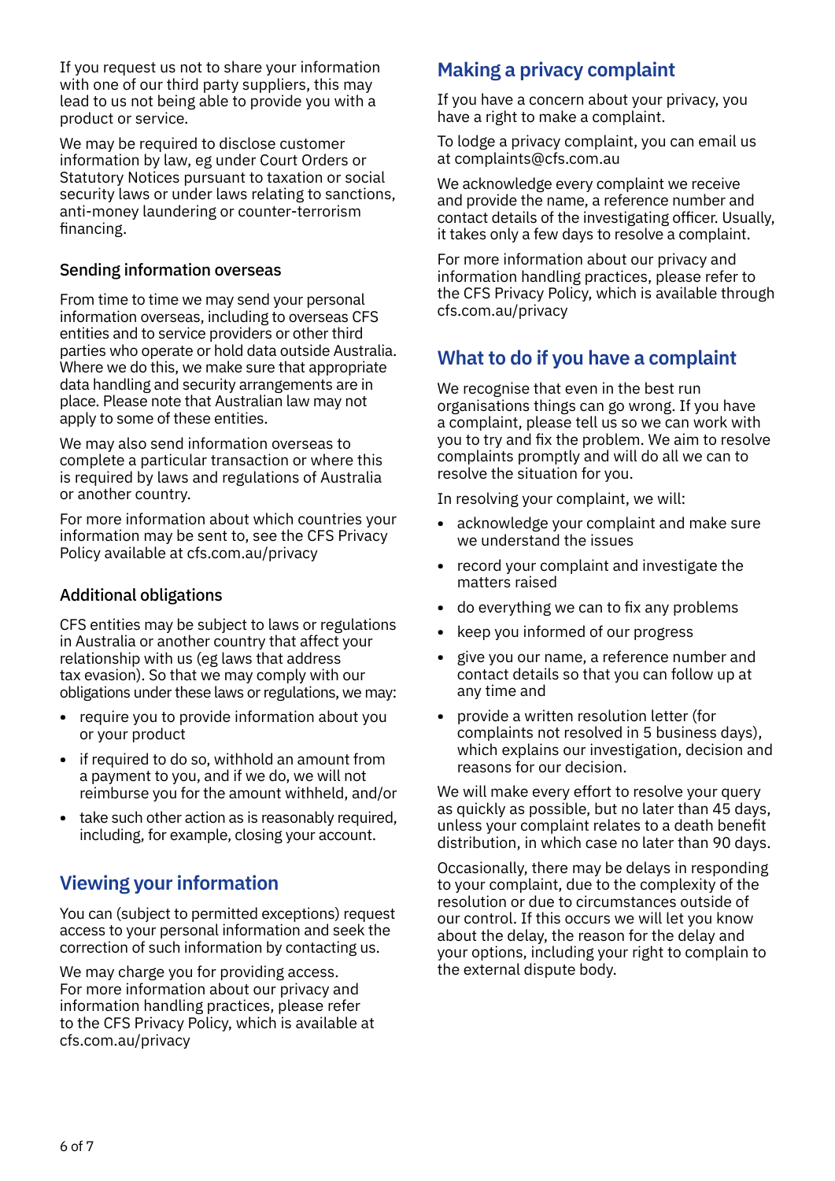If you request us not to share your information with one of our third party suppliers, this may lead to us not being able to provide you with a product or service.

We may be required to disclose customer information by law, eg under Court Orders or Statutory Notices pursuant to taxation or social security laws or under laws relating to sanctions, anti-money laundering or counter-terrorism financing.

### Sending information overseas

From time to time we may send your personal information overseas, including to overseas CFS entities and to service providers or other third parties who operate or hold data outside Australia. Where we do this, we make sure that appropriate data handling and security arrangements are in place. Please note that Australian law may not apply to some of these entities.

We may also send information overseas to complete a particular transaction or where this is required by laws and regulations of Australia or another country.

For more information about which countries your information may be sent to, see the CFS Privacy Policy available at cfs.com.au/privacy

### Additional obligations

CFS entities may be subject to laws or regulations in Australia or another country that affect your relationship with us (eg laws that address tax evasion). So that we may comply with our obligations under these laws or regulations, we may:

- require you to provide information about you or your product
- if required to do so, withhold an amount from a payment to you, and if we do, we will not reimburse you for the amount withheld, and/or
- take such other action as is reasonably required, including, for example, closing your account.

## Viewing your information

You can (subject to permitted exceptions) request access to your personal information and seek the correction of such information by contacting us.

We may charge you for providing access. For more information about our privacy and information handling practices, please refer to the CFS Privacy Policy, which is available at cfs.com.au/privacy

## Making a privacy complaint

If you have a concern about your privacy, you have a right to make a complaint.

To lodge a privacy complaint, you can email us at complaints@cfs.com.au

We acknowledge every complaint we receive and provide the name, a reference number and contact details of the investigating officer. Usually, it takes only a few days to resolve a complaint.

For more information about our privacy and information handling practices, please refer to the CFS Privacy Policy, which is available through cfs.com.au/privacy

## What to do if you have a complaint

We recognise that even in the best run organisations things can go wrong. If you have a complaint, please tell us so we can work with you to try and fix the problem. We aim to resolve complaints promptly and will do all we can to resolve the situation for you.

In resolving your complaint, we will:

- acknowledge your complaint and make sure we understand the issues
- record your complaint and investigate the matters raised
- do everything we can to fix any problems
- keep you informed of our progress
- give you our name, a reference number and contact details so that you can follow up at any time and
- provide a written resolution letter (for complaints not resolved in 5 business days), which explains our investigation, decision and reasons for our decision.

We will make every effort to resolve your query as quickly as possible, but no later than 45 days, unless your complaint relates to a death benefit distribution, in which case no later than 90 days.

Occasionally, there may be delays in responding to your complaint, due to the complexity of the resolution or due to circumstances outside of our control. If this occurs we will let you know about the delay, the reason for the delay and your options, including your right to complain to the external dispute body.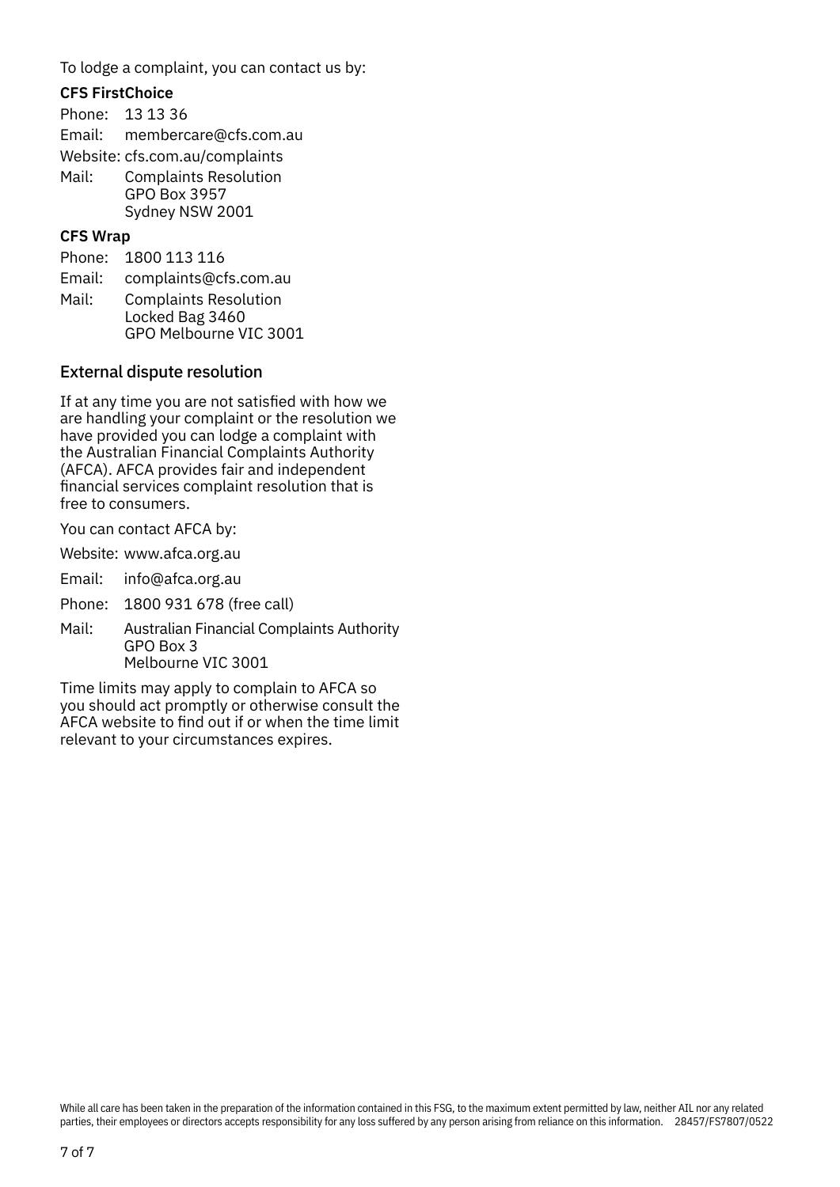To lodge a complaint, you can contact us by:

**CFS FirstChoice**

Phone: 13 13 36

Email: membercare@cfs.com.au

Website: cfs.com.au/complaints

Mail: Complaints Resolution
GPO Box 3957
Sydney NSW 2001

**CFS Wrap**

Phone: 1800 113 116

Email: complaints@cfs.com.au

Mail: Complaints Resolution
Locked Bag 3460
GPO Melbourne VIC 3001

## External dispute resolution

If at any time you are not satisfied with how we are handling your complaint or the resolution we have provided you can lodge a complaint with the Australian Financial Complaints Authority (AFCA). AFCA provides fair and independent financial services complaint resolution that is free to consumers.

You can contact AFCA by:

Website: www.afca.org.au

Email: info@afca.org.au

Phone: 1800 931 678 (free call)

Mail: Australian Financial Complaints Authority
GPO Box 3
Melbourne VIC 3001

Time limits may apply to complain to AFCA so you should act promptly or otherwise consult the AFCA website to find out if or when the time limit relevant to your circumstances expires.

While all care has been taken in the preparation of the information contained in this FSG, to the maximum extent permitted by law, neither AIL nor any related parties, their employees or directors accepts responsibility for any loss suffered by any person arising from reliance on this information. 28457/FS7807/0522